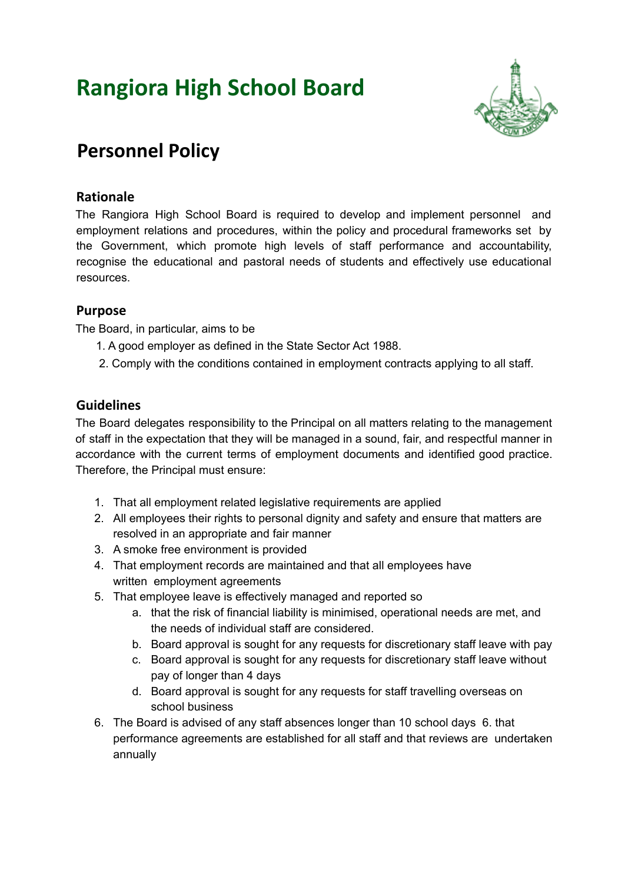# Rangiora High School Board

## Personnel Policy

### Rationale

The Rangiora High School Board is required to develop and implement personnel and employment relations and procedures, within the policy and procedural frameworks set by the Government, which promote high levels of staff performance and accountability, recognise the educational and pastoral needs of students and effectively use educational resources.

### Purpose

The Board, in particular, aims to be

1. A good employer as defined in the State Sector Act 1988.
2. Comply with the conditions contained in employment contracts applying to all staff.

### Guidelines

The Board delegates responsibility to the Principal on all matters relating to the management of staff in the expectation that they will be managed in a sound, fair, and respectful manner in accordance with the current terms of employment documents and identified good practice. Therefore, the Principal must ensure:

1. That all employment related legislative requirements are applied
2. All employees their rights to personal dignity and safety and ensure that matters are resolved in an appropriate and fair manner
3. A smoke free environment is provided
4. That employment records are maintained and that all employees have written employment agreements
5. That employee leave is effectively managed and reported so
   a. that the risk of financial liability is minimised, operational needs are met, and the needs of individual staff are considered.
   b. Board approval is sought for any requests for discretionary staff leave with pay
   c. Board approval is sought for any requests for discretionary staff leave without pay of longer than 4 days
   d. Board approval is sought for any requests for staff travelling overseas on school business
6. The Board is advised of any staff absences longer than 10 school days 6. that performance agreements are established for all staff and that reviews are undertaken annually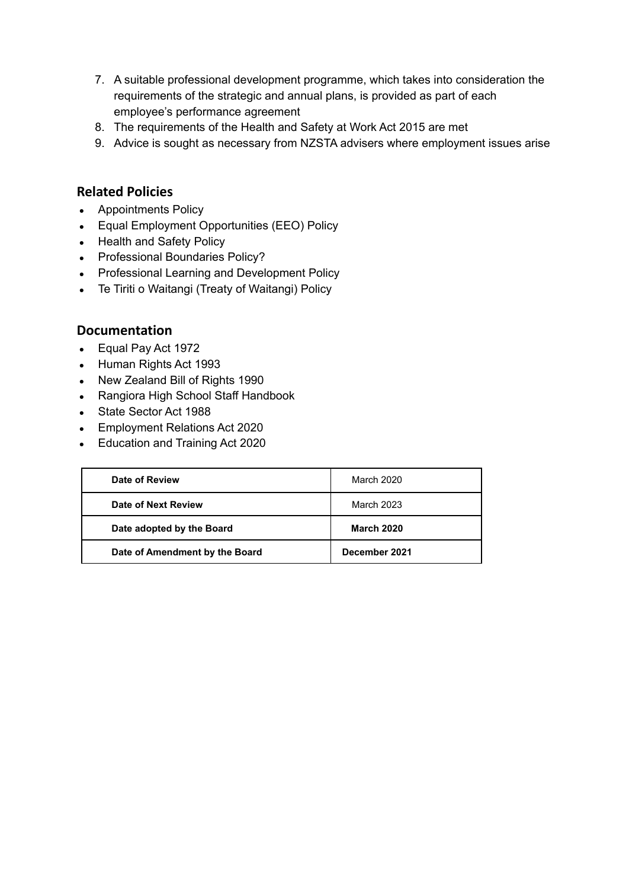7. A suitable professional development programme, which takes into consideration the requirements of the strategic and annual plans, is provided as part of each employee's performance agreement
8. The requirements of the Health and Safety at Work Act 2015 are met
9. Advice is sought as necessary from NZSTA advisers where employment issues arise

## Related Policies

- Appointments Policy
- Equal Employment Opportunities (EEO) Policy
- Health and Safety Policy
- Professional Boundaries Policy?
- Professional Learning and Development Policy
- Te Tiriti o Waitangi (Treaty of Waitangi) Policy

## Documentation

- Equal Pay Act 1972
- Human Rights Act 1993
- New Zealand Bill of Rights 1990
- Rangiora High School Staff Handbook
- State Sector Act 1988
- Employment Relations Act 2020
- Education and Training Act 2020

| | |
|---|---|
| **Date of Review** | March 2020 |
| **Date of Next Review** | March 2023 |
| **Date adopted by the Board** | **March 2020** |
| **Date of Amendment by the Board** | **December 2021** |